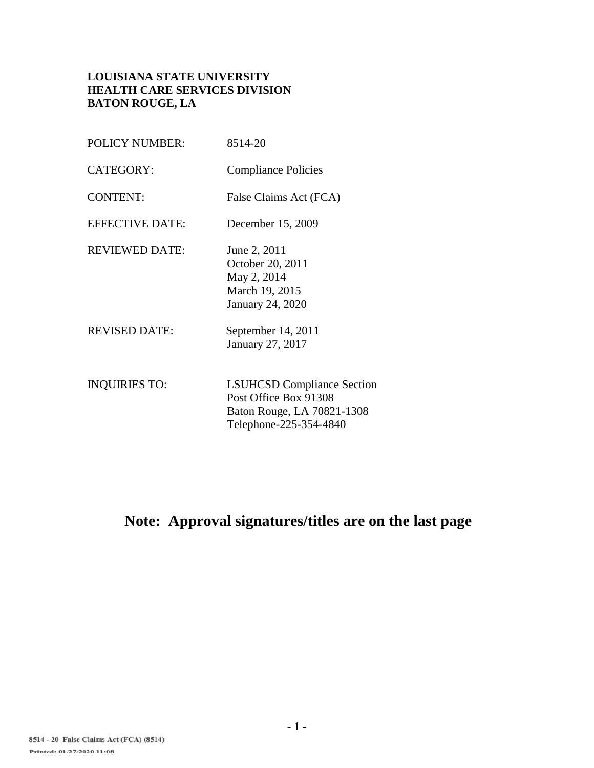**LOUISIANA STATE UNIVERSITY**
**HEALTH CARE SERVICES DIVISION**
**BATON ROUGE, LA**

| | |
|---|---|
| POLICY NUMBER: | 8514-20 |
| CATEGORY: | Compliance Policies |
| CONTENT: | False Claims Act (FCA) |
| EFFECTIVE DATE: | December 15, 2009 |
| REVIEWED DATE: | June 2, 2011<br>October 20, 2011<br>May 2, 2014<br>March 19, 2015<br>January 24, 2020 |
| REVISED DATE: | September 14, 2011<br>January 27, 2017 |
| INQUIRIES TO: | LSUHCSD Compliance Section<br>Post Office Box 91308<br>Baton Rouge, LA 70821-1308<br>Telephone-225-354-4840 |

## Note: Approval signatures/titles are on the last page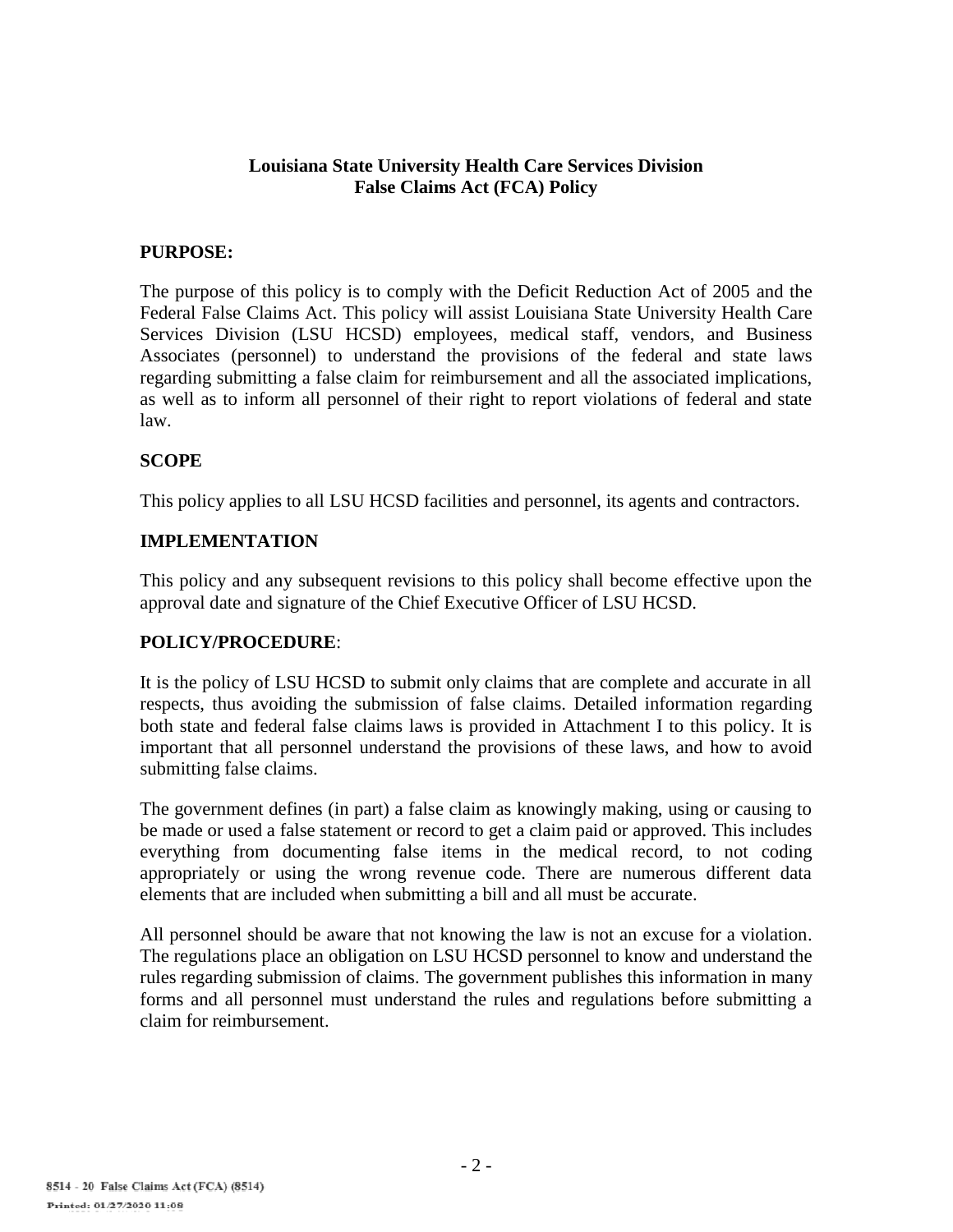**Louisiana State University Health Care Services Division**
**False Claims Act (FCA) Policy**

**PURPOSE:**

The purpose of this policy is to comply with the Deficit Reduction Act of 2005 and the Federal False Claims Act. This policy will assist Louisiana State University Health Care Services Division (LSU HCSD) employees, medical staff, vendors, and Business Associates (personnel) to understand the provisions of the federal and state laws regarding submitting a false claim for reimbursement and all the associated implications, as well as to inform all personnel of their right to report violations of federal and state law.

**SCOPE**

This policy applies to all LSU HCSD facilities and personnel, its agents and contractors.

**IMPLEMENTATION**

This policy and any subsequent revisions to this policy shall become effective upon the approval date and signature of the Chief Executive Officer of LSU HCSD.

**POLICY/PROCEDURE**:

It is the policy of LSU HCSD to submit only claims that are complete and accurate in all respects, thus avoiding the submission of false claims. Detailed information regarding both state and federal false claims laws is provided in Attachment I to this policy. It is important that all personnel understand the provisions of these laws, and how to avoid submitting false claims.

The government defines (in part) a false claim as knowingly making, using or causing to be made or used a false statement or record to get a claim paid or approved. This includes everything from documenting false items in the medical record, to not coding appropriately or using the wrong revenue code. There are numerous different data elements that are included when submitting a bill and all must be accurate.

All personnel should be aware that not knowing the law is not an excuse for a violation. The regulations place an obligation on LSU HCSD personnel to know and understand the rules regarding submission of claims. The government publishes this information in many forms and all personnel must understand the rules and regulations before submitting a claim for reimbursement.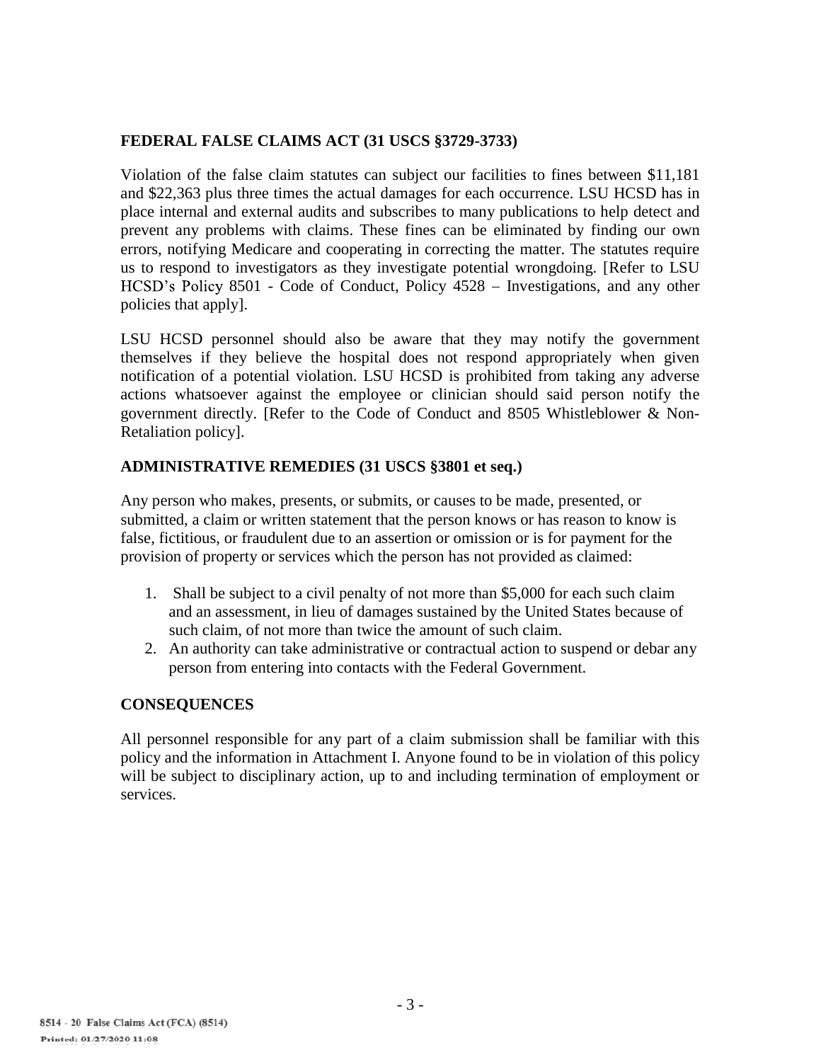## FEDERAL FALSE CLAIMS ACT (31 USCS §3729-3733)

Violation of the false claim statutes can subject our facilities to fines between $11,181 and $22,363 plus three times the actual damages for each occurrence. LSU HCSD has in place internal and external audits and subscribes to many publications to help detect and prevent any problems with claims. These fines can be eliminated by finding our own errors, notifying Medicare and cooperating in correcting the matter. The statutes require us to respond to investigators as they investigate potential wrongdoing. [Refer to LSU HCSD's Policy 8501 - Code of Conduct, Policy 4528 – Investigations, and any other policies that apply].

LSU HCSD personnel should also be aware that they may notify the government themselves if they believe the hospital does not respond appropriately when given notification of a potential violation. LSU HCSD is prohibited from taking any adverse actions whatsoever against the employee or clinician should said person notify the government directly. [Refer to the Code of Conduct and 8505 Whistleblower & Non-Retaliation policy].

## ADMINISTRATIVE REMEDIES (31 USCS §3801 et seq.)

Any person who makes, presents, or submits, or causes to be made, presented, or submitted, a claim or written statement that the person knows or has reason to know is false, fictitious, or fraudulent due to an assertion or omission or is for payment for the provision of property or services which the person has not provided as claimed:

1. Shall be subject to a civil penalty of not more than $5,000 for each such claim and an assessment, in lieu of damages sustained by the United States because of such claim, of not more than twice the amount of such claim.
2. An authority can take administrative or contractual action to suspend or debar any person from entering into contacts with the Federal Government.

## CONSEQUENCES

All personnel responsible for any part of a claim submission shall be familiar with this policy and the information in Attachment I. Anyone found to be in violation of this policy will be subject to disciplinary action, up to and including termination of employment or services.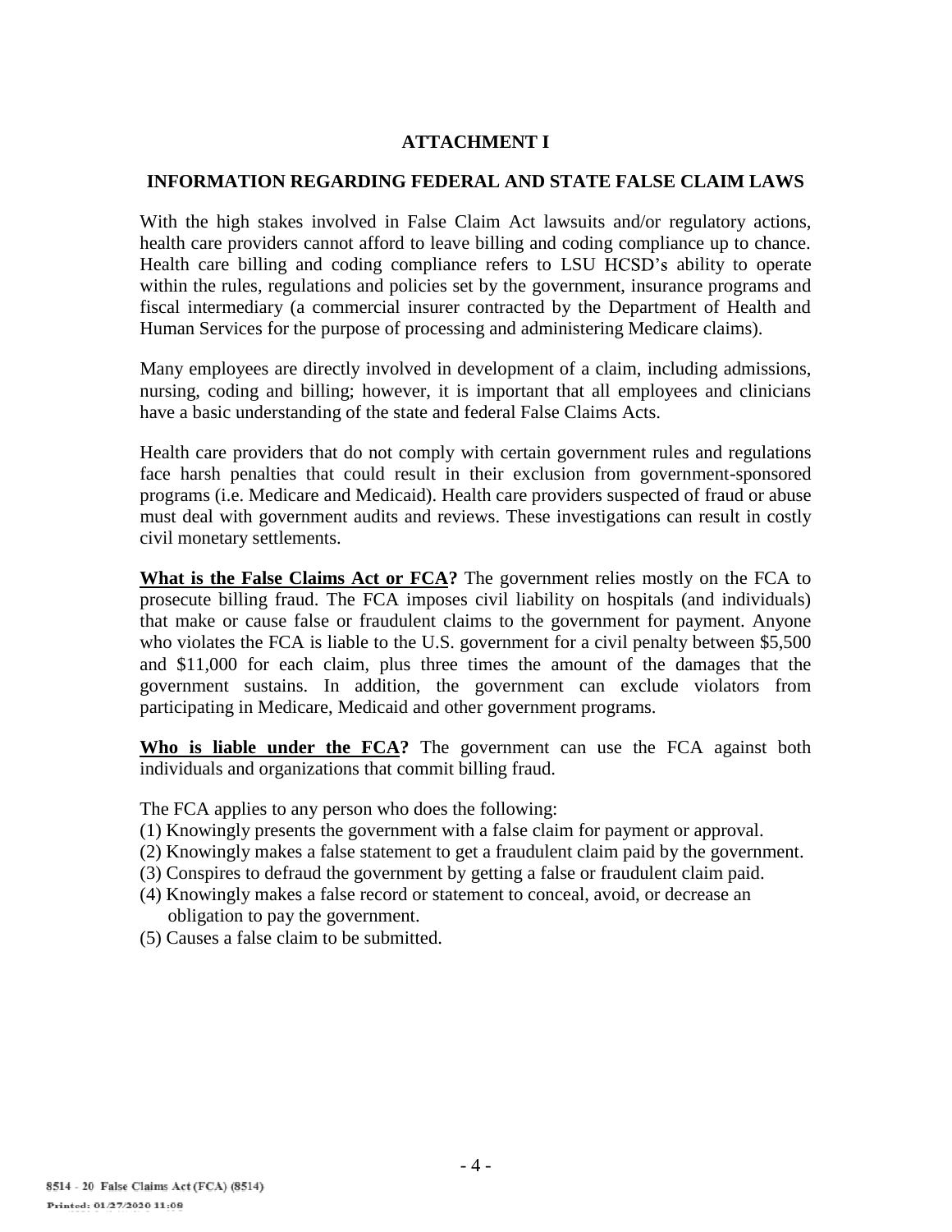## ATTACHMENT I

## INFORMATION REGARDING FEDERAL AND STATE FALSE CLAIM LAWS

With the high stakes involved in False Claim Act lawsuits and/or regulatory actions, health care providers cannot afford to leave billing and coding compliance up to chance. Health care billing and coding compliance refers to LSU HCSD's ability to operate within the rules, regulations and policies set by the government, insurance programs and fiscal intermediary (a commercial insurer contracted by the Department of Health and Human Services for the purpose of processing and administering Medicare claims).

Many employees are directly involved in development of a claim, including admissions, nursing, coding and billing; however, it is important that all employees and clinicians have a basic understanding of the state and federal False Claims Acts.

Health care providers that do not comply with certain government rules and regulations face harsh penalties that could result in their exclusion from government-sponsored programs (i.e. Medicare and Medicaid). Health care providers suspected of fraud or abuse must deal with government audits and reviews. These investigations can result in costly civil monetary settlements.

**What is the False Claims Act or FCA?** The government relies mostly on the FCA to prosecute billing fraud. The FCA imposes civil liability on hospitals (and individuals) that make or cause false or fraudulent claims to the government for payment. Anyone who violates the FCA is liable to the U.S. government for a civil penalty between $5,500 and $11,000 for each claim, plus three times the amount of the damages that the government sustains. In addition, the government can exclude violators from participating in Medicare, Medicaid and other government programs.

**Who is liable under the FCA?** The government can use the FCA against both individuals and organizations that commit billing fraud.

The FCA applies to any person who does the following:

(1) Knowingly presents the government with a false claim for payment or approval.
(2) Knowingly makes a false statement to get a fraudulent claim paid by the government.
(3) Conspires to defraud the government by getting a false or fraudulent claim paid.
(4) Knowingly makes a false record or statement to conceal, avoid, or decrease an obligation to pay the government.
(5) Causes a false claim to be submitted.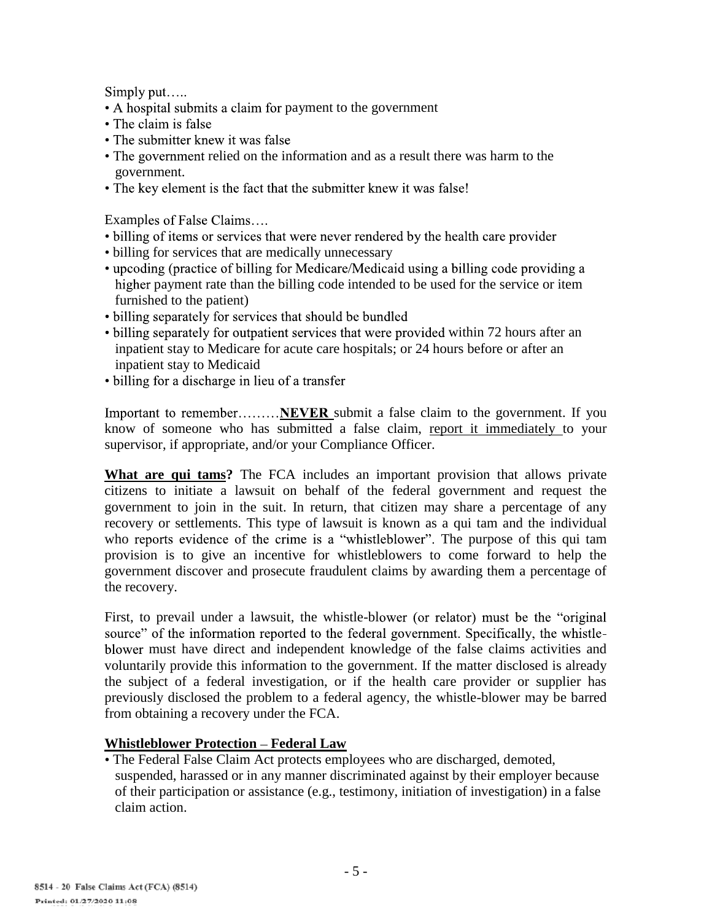Simply put…..

- A hospital submits a claim for payment to the government
- The claim is false
- The submitter knew it was false
- The government relied on the information and as a result there was harm to the government.
- The key element is the fact that the submitter knew it was false!

Examples of False Claims….

- billing of items or services that were never rendered by the health care provider
- billing for services that are medically unnecessary
- upcoding (practice of billing for Medicare/Medicaid using a billing code providing a higher payment rate than the billing code intended to be used for the service or item furnished to the patient)
- billing separately for services that should be bundled
- billing separately for outpatient services that were provided within 72 hours after an inpatient stay to Medicare for acute care hospitals; or 24 hours before or after an inpatient stay to Medicaid
- billing for a discharge in lieu of a transfer

Important to remember………**NEVER** submit a false claim to the government. If you know of someone who has submitted a false claim, report it immediately to your supervisor, if appropriate, and/or your Compliance Officer.

**What are qui tams?** The FCA includes an important provision that allows private citizens to initiate a lawsuit on behalf of the federal government and request the government to join in the suit. In return, that citizen may share a percentage of any recovery or settlements. This type of lawsuit is known as a qui tam and the individual who reports evidence of the crime is a "whistleblower". The purpose of this qui tam provision is to give an incentive for whistleblowers to come forward to help the government discover and prosecute fraudulent claims by awarding them a percentage of the recovery.

First, to prevail under a lawsuit, the whistle-blower (or relator) must be the "original source" of the information reported to the federal government. Specifically, the whistle-blower must have direct and independent knowledge of the false claims activities and voluntarily provide this information to the government. If the matter disclosed is already the subject of a federal investigation, or if the health care provider or supplier has previously disclosed the problem to a federal agency, the whistle-blower may be barred from obtaining a recovery under the FCA.

**Whistleblower Protection – Federal Law**

- The Federal False Claim Act protects employees who are discharged, demoted, suspended, harassed or in any manner discriminated against by their employer because of their participation or assistance (e.g., testimony, initiation of investigation) in a false claim action.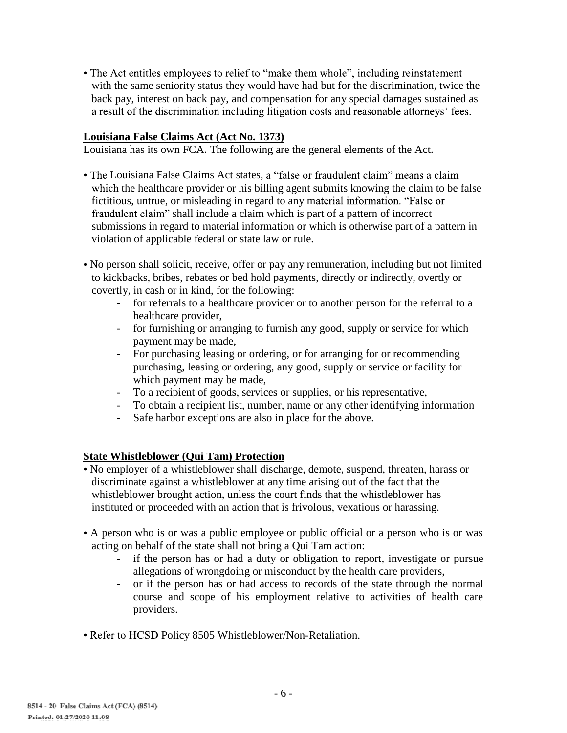- The Act entitles employees to relief to "make them whole", including reinstatement with the same seniority status they would have had but for the discrimination, twice the back pay, interest on back pay, and compensation for any special damages sustained as a result of the discrimination including litigation costs and reasonable attorneys' fees.

**Louisiana False Claims Act (Act No. 1373)**

Louisiana has its own FCA. The following are the general elements of the Act.

- The Louisiana False Claims Act states, a "false or fraudulent claim" means a claim which the healthcare provider or his billing agent submits knowing the claim to be false fictitious, untrue, or misleading in regard to any material information. "False or fraudulent claim" shall include a claim which is part of a pattern of incorrect submissions in regard to material information or which is otherwise part of a pattern in violation of applicable federal or state law or rule.

- No person shall solicit, receive, offer or pay any remuneration, including but not limited to kickbacks, bribes, rebates or bed hold payments, directly or indirectly, overtly or covertly, in cash or in kind, for the following:
  - for referrals to a healthcare provider or to another person for the referral to a healthcare provider,
  - for furnishing or arranging to furnish any good, supply or service for which payment may be made,
  - For purchasing leasing or ordering, or for arranging for or recommending purchasing, leasing or ordering, any good, supply or service or facility for which payment may be made,
  - To a recipient of goods, services or supplies, or his representative,
  - To obtain a recipient list, number, name or any other identifying information
  - Safe harbor exceptions are also in place for the above.

**State Whistleblower (Qui Tam) Protection**

- No employer of a whistleblower shall discharge, demote, suspend, threaten, harass or discriminate against a whistleblower at any time arising out of the fact that the whistleblower brought action, unless the court finds that the whistleblower has instituted or proceeded with an action that is frivolous, vexatious or harassing.

- A person who is or was a public employee or public official or a person who is or was acting on behalf of the state shall not bring a Qui Tam action:
  - if the person has or had a duty or obligation to report, investigate or pursue allegations of wrongdoing or misconduct by the health care providers,
  - or if the person has or had access to records of the state through the normal course and scope of his employment relative to activities of health care providers.

- Refer to HCSD Policy 8505 Whistleblower/Non-Retaliation.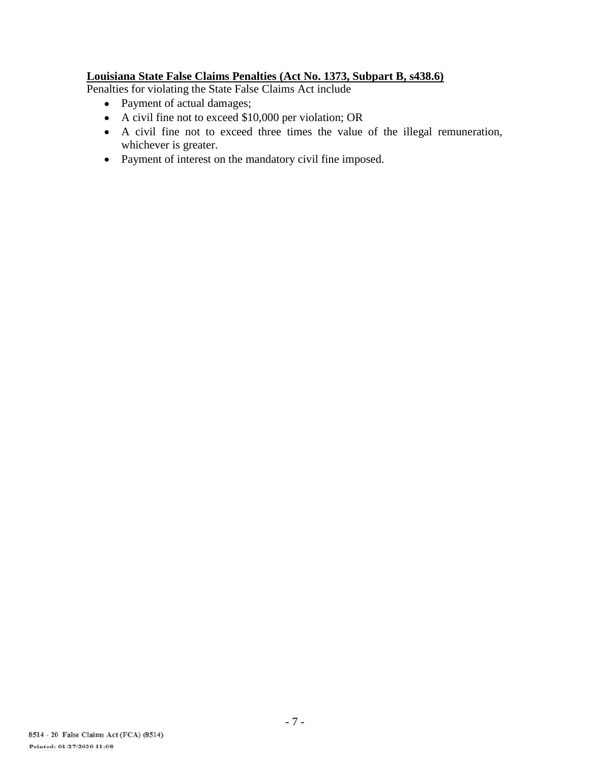**Louisiana State False Claims Penalties (Act No. 1373, Subpart B, s438.6)**

Penalties for violating the State False Claims Act include

- Payment of actual damages;
- A civil fine not to exceed $10,000 per violation; OR
- A civil fine not to exceed three times the value of the illegal remuneration, whichever is greater.
- Payment of interest on the mandatory civil fine imposed.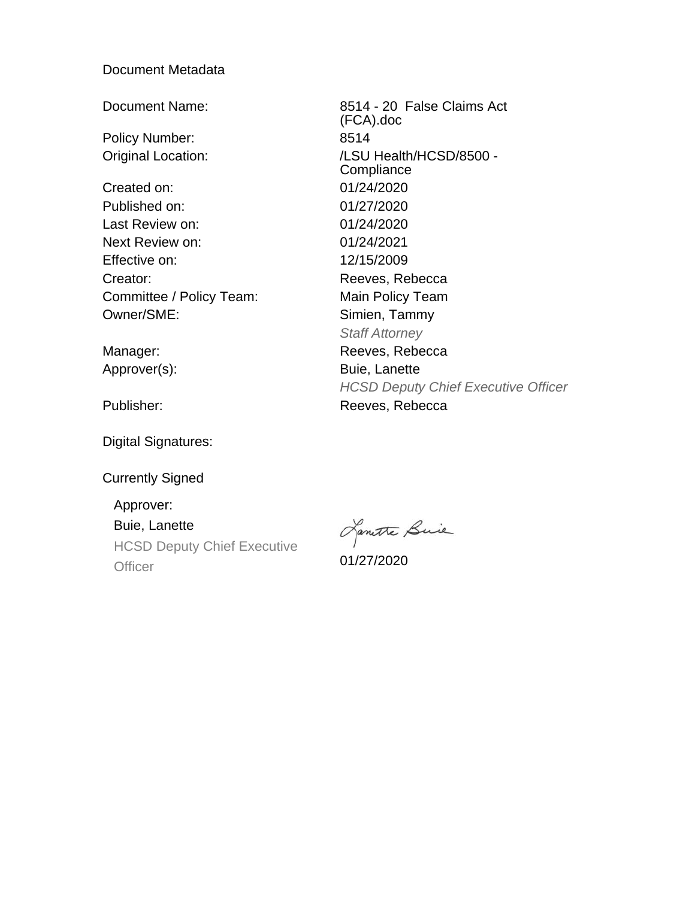Document Metadata

| | |
|---|---|
| Document Name: | 8514 - 20 False Claims Act (FCA).doc |
| Policy Number: | 8514 |
| Original Location: | /LSU Health/HCSD/8500 - Compliance |
| Created on: | 01/24/2020 |
| Published on: | 01/27/2020 |
| Last Review on: | 01/24/2020 |
| Next Review on: | 01/24/2021 |
| Effective on: | 12/15/2009 |
| Creator: | Reeves, Rebecca |
| Committee / Policy Team: | Main Policy Team |
| Owner/SME: | Simien, Tammy<br>*Staff Attorney* |
| Manager: | Reeves, Rebecca |
| Approver(s): | Buie, Lanette<br>*HCSD Deputy Chief Executive Officer* |
| Publisher: | Reeves, Rebecca |

Digital Signatures:

Currently Signed

Approver:
Buie, Lanette
HCSD Deputy Chief Executive Officer

01/27/2020